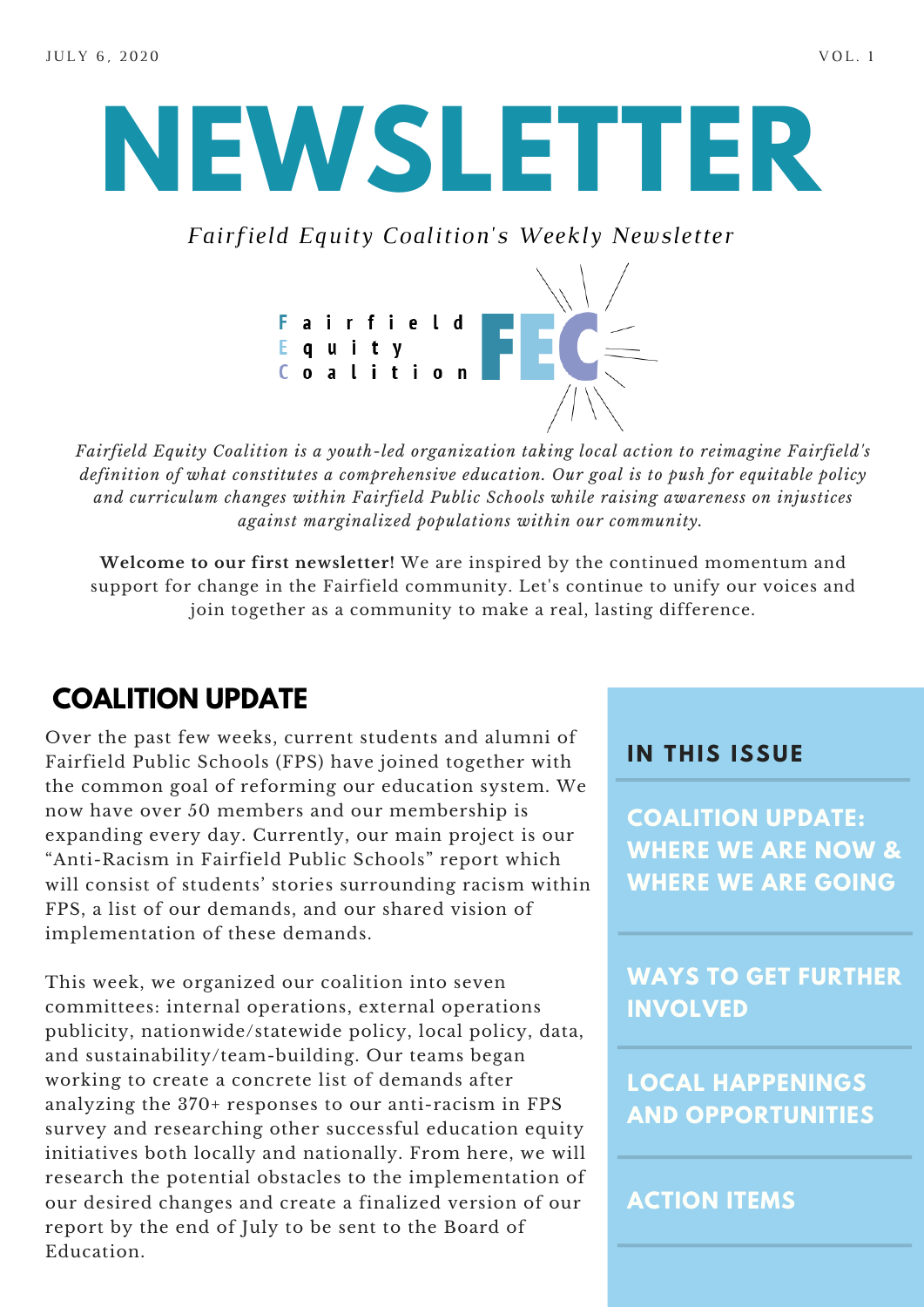JULY 6, 2020 VOL. 1

# NEWSLETTER

*Fairfield Equity Coalition's Weekly Newsletter*

Fairfield Equity Coalition FEC

*Fairfield Equity Coalition is a youth-led organization taking local action to reimagine Fairfield's definition of what constitutes a comprehensive education. Our goal is to push for equitable policy and curriculum changes within Fairfield Public Schools while raising awareness on injustices against marginalized populations within our community.*

**Welcome to our first newsletter!** We are inspired by the continued momentum and support for change in the Fairfield community. Let's continue to unify our voices and join together as a community to make a real, lasting difference.

## COALITION UPDATE

Over the past few weeks, current students and alumni of Fairfield Public Schools (FPS) have joined together with the common goal of reforming our education system. We now have over 50 members and our membership is expanding every day. Currently, our main project is our "Anti-Racism in Fairfield Public Schools" report which will consist of students' stories surrounding racism within FPS, a list of our demands, and our shared vision of implementation of these demands.

This week, we organized our coalition into seven committees: internal operations, external operations publicity, nationwide/statewide policy, local policy, data, and sustainability/team-building. Our teams began working to create a concrete list of demands after analyzing the 370+ responses to our anti-racism in FPS survey and researching other successful education equity initiatives both locally and nationally. From here, we will research the potential obstacles to the implementation of our desired changes and create a finalized version of our report by the end of July to be sent to the Board of Education.

## IN THIS ISSUE

- COALITION UPDATE: WHERE WE ARE NOW & WHERE WE ARE GOING
- WAYS TO GET FURTHER INVOLVED
- LOCAL HAPPENINGS AND OPPORTUNITIES
- ACTION ITEMS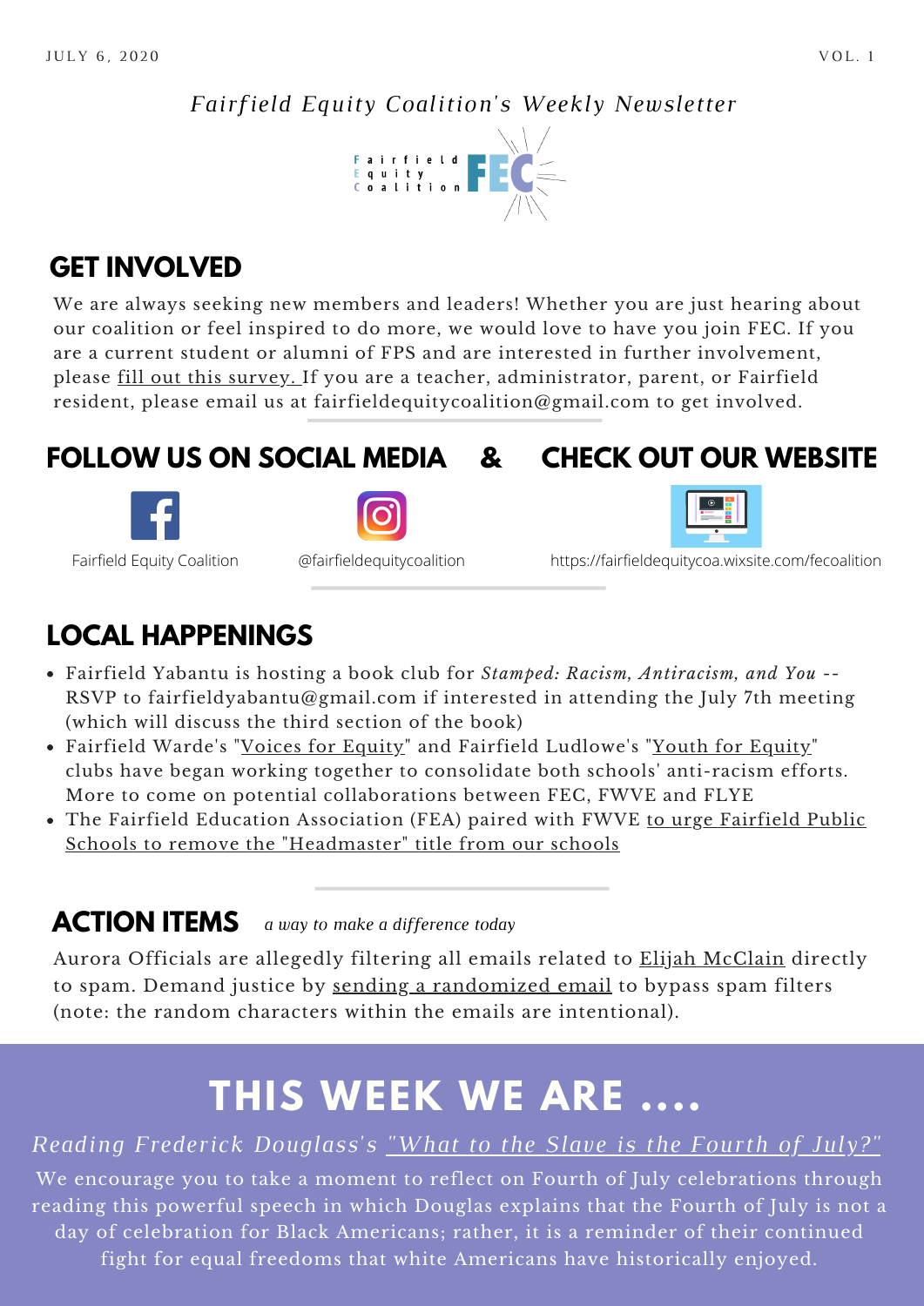JULY 6, 2020 VOL. 1

*Fairfield Equity Coalition's Weekly Newsletter*

Fairfield Equity Coalition FEC

## GET INVOLVED

We are always seeking new members and leaders! Whether you are just hearing about our coalition or feel inspired to do more, we would love to have you join FEC. If you are a current student or alumni of FPS and are interested in further involvement, please fill out this survey. If you are a teacher, administrator, parent, or Fairfield resident, please email us at fairfieldequitycoalition@gmail.com to get involved.

## FOLLOW US ON SOCIAL MEDIA & CHECK OUT OUR WEBSITE

Fairfield Equity Coalition

@fairfieldequitycoalition

https://fairfieldequitycoa.wixsite.com/fecoalition

## LOCAL HAPPENINGS

- Fairfield Yabantu is hosting a book club for *Stamped: Racism, Antiracism, and You* -- RSVP to fairfieldyabantu@gmail.com if interested in attending the July 7th meeting (which will discuss the third section of the book)
- Fairfield Warde's "Voices for Equity" and Fairfield Ludlowe's "Youth for Equity" clubs have began working together to consolidate both schools' anti-racism efforts. More to come on potential collaborations between FEC, FWVE and FLYE
- The Fairfield Education Association (FEA) paired with FWVE to urge Fairfield Public Schools to remove the "Headmaster" title from our schools

## ACTION ITEMS *a way to make a difference today*

Aurora Officials are allegedly filtering all emails related to Elijah McClain directly to spam. Demand justice by sending a randomized email to bypass spam filters (note: the random characters within the emails are intentional).

## THIS WEEK WE ARE ....

*Reading Frederick Douglass's "What to the Slave is the Fourth of July?"*

We encourage you to take a moment to reflect on Fourth of July celebrations through reading this powerful speech in which Douglas explains that the Fourth of July is not a day of celebration for Black Americans; rather, it is a reminder of their continued fight for equal freedoms that white Americans have historically enjoyed.